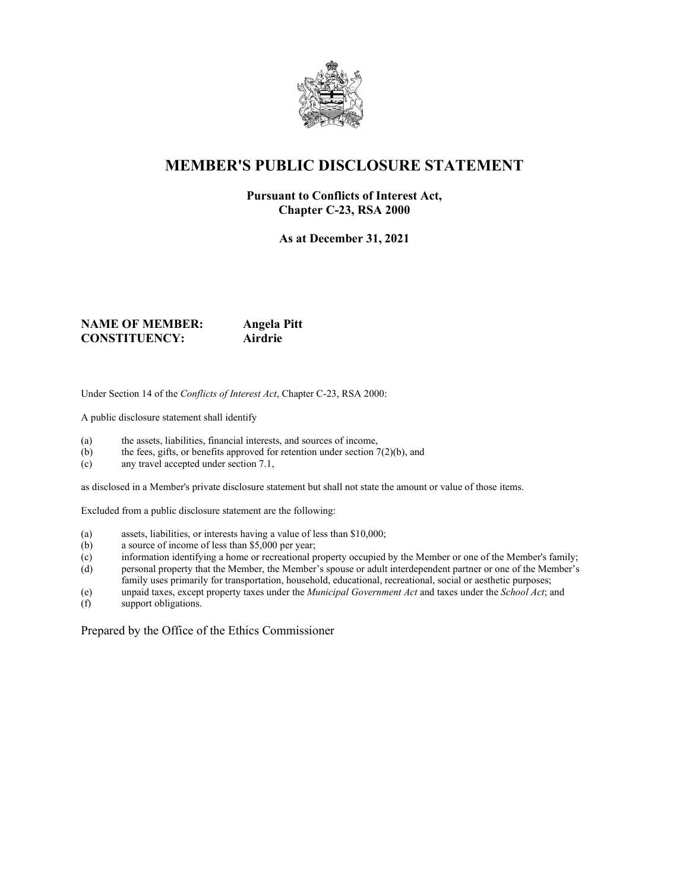# MEMBER'S PUBLIC DISCLOSURE STATEMENT

**Pursuant to Conflicts of Interest Act,**
**Chapter C-23, RSA 2000**

**As at December 31, 2021**

**NAME OF MEMBER:** **Angela Pitt**
**CONSTITUENCY:** **Airdrie**

Under Section 14 of the *Conflicts of Interest Act*, Chapter C-23, RSA 2000:

A public disclosure statement shall identify

(a) the assets, liabilities, financial interests, and sources of income,
(b) the fees, gifts, or benefits approved for retention under section 7(2)(b), and
(c) any travel accepted under section 7.1,

as disclosed in a Member's private disclosure statement but shall not state the amount or value of those items.

Excluded from a public disclosure statement are the following:

(a) assets, liabilities, or interests having a value of less than $10,000;
(b) a source of income of less than $5,000 per year;
(c) information identifying a home or recreational property occupied by the Member or one of the Member's family;
(d) personal property that the Member, the Member's spouse or adult interdependent partner or one of the Member's family uses primarily for transportation, household, educational, recreational, social or aesthetic purposes;
(e) unpaid taxes, except property taxes under the *Municipal Government Act* and taxes under the *School Act*; and
(f) support obligations.

Prepared by the Office of the Ethics Commissioner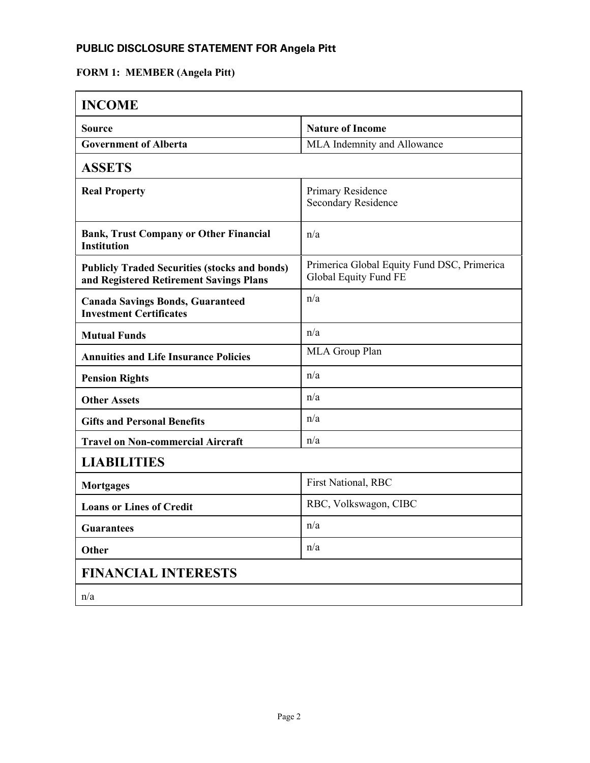## PUBLIC DISCLOSURE STATEMENT FOR Angela Pitt

**FORM 1: MEMBER (Angela Pitt)**

| INCOME | |
|---|---|
| **Source** | **Nature of Income** |
| **Government of Alberta** | MLA Indemnity and Allowance |
| **ASSETS** | |
| **Real Property** | Primary Residence<br>Secondary Residence |
| **Bank, Trust Company or Other Financial Institution** | n/a |
| **Publicly Traded Securities (stocks and bonds) and Registered Retirement Savings Plans** | Primerica Global Equity Fund DSC, Primerica Global Equity Fund FE |
| **Canada Savings Bonds, Guaranteed Investment Certificates** | n/a |
| **Mutual Funds** | n/a |
| **Annuities and Life Insurance Policies** | MLA Group Plan |
| **Pension Rights** | n/a |
| **Other Assets** | n/a |
| **Gifts and Personal Benefits** | n/a |
| **Travel on Non-commercial Aircraft** | n/a |
| **LIABILITIES** | |
| **Mortgages** | First National, RBC |
| **Loans or Lines of Credit** | RBC, Volkswagon, CIBC |
| **Guarantees** | n/a |
| **Other** | n/a |
| **FINANCIAL INTERESTS** | |
| n/a | |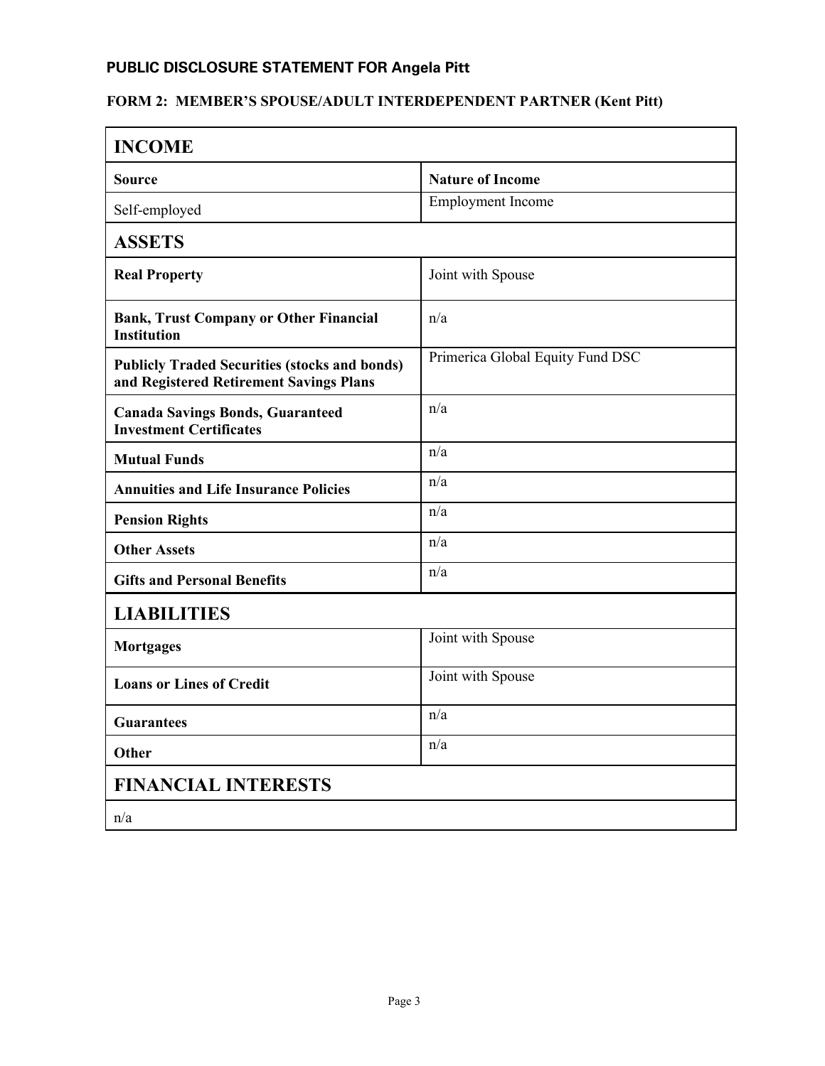**PUBLIC DISCLOSURE STATEMENT FOR Angela Pitt**

**FORM 2: MEMBER'S SPOUSE/ADULT INTERDEPENDENT PARTNER (Kent Pitt)**

| **INCOME** | |
|---|---|
| **Source** | **Nature of Income** |
| Self-employed | Employment Income |
| **ASSETS** | |
| **Real Property** | Joint with Spouse |
| **Bank, Trust Company or Other Financial Institution** | n/a |
| **Publicly Traded Securities (stocks and bonds) and Registered Retirement Savings Plans** | Primerica Global Equity Fund DSC |
| **Canada Savings Bonds, Guaranteed Investment Certificates** | n/a |
| **Mutual Funds** | n/a |
| **Annuities and Life Insurance Policies** | n/a |
| **Pension Rights** | n/a |
| **Other Assets** | n/a |
| **Gifts and Personal Benefits** | n/a |
| **LIABILITIES** | |
| **Mortgages** | Joint with Spouse |
| **Loans or Lines of Credit** | Joint with Spouse |
| **Guarantees** | n/a |
| **Other** | n/a |
| **FINANCIAL INTERESTS** | |
| n/a | |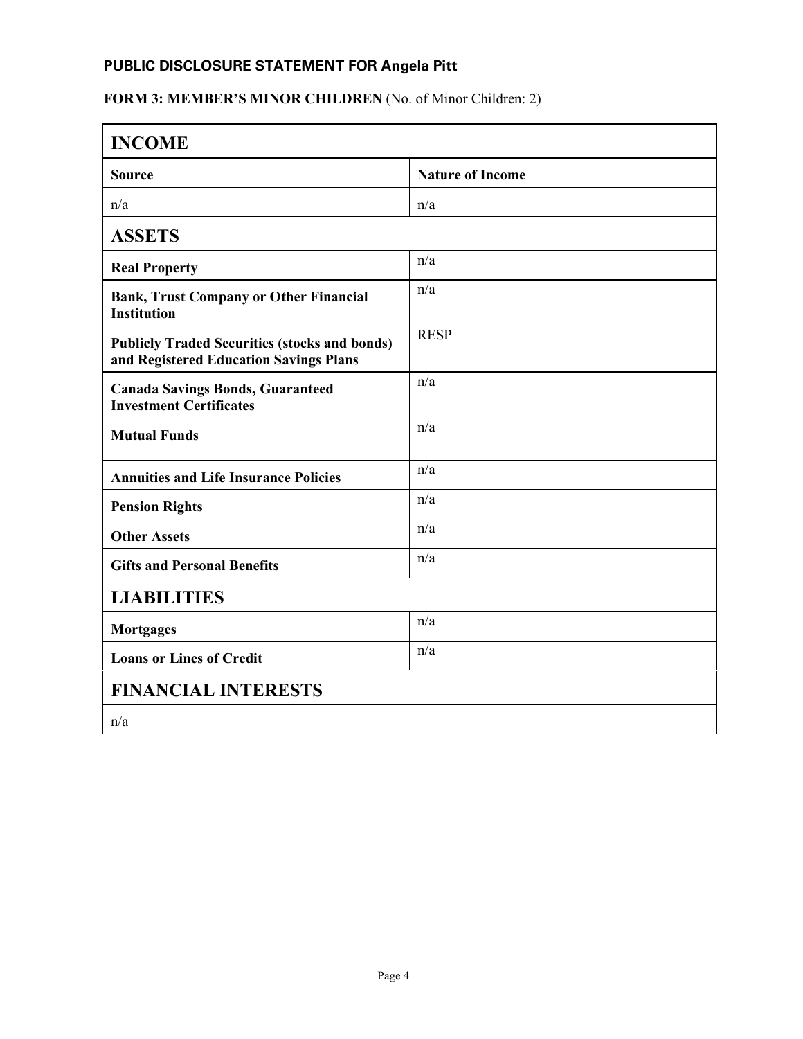## PUBLIC DISCLOSURE STATEMENT FOR Angela Pitt

**FORM 3: MEMBER'S MINOR CHILDREN** (No. of Minor Children: 2)

| **INCOME** | |
|---|---|
| **Source** | **Nature of Income** |
| n/a | n/a |
| **ASSETS** | |
| **Real Property** | n/a |
| **Bank, Trust Company or Other Financial Institution** | n/a |
| **Publicly Traded Securities (stocks and bonds) and Registered Education Savings Plans** | RESP |
| **Canada Savings Bonds, Guaranteed Investment Certificates** | n/a |
| **Mutual Funds** | n/a |
| **Annuities and Life Insurance Policies** | n/a |
| **Pension Rights** | n/a |
| **Other Assets** | n/a |
| **Gifts and Personal Benefits** | n/a |
| **LIABILITIES** | |
| **Mortgages** | n/a |
| **Loans or Lines of Credit** | n/a |
| **FINANCIAL INTERESTS** | |
| n/a | |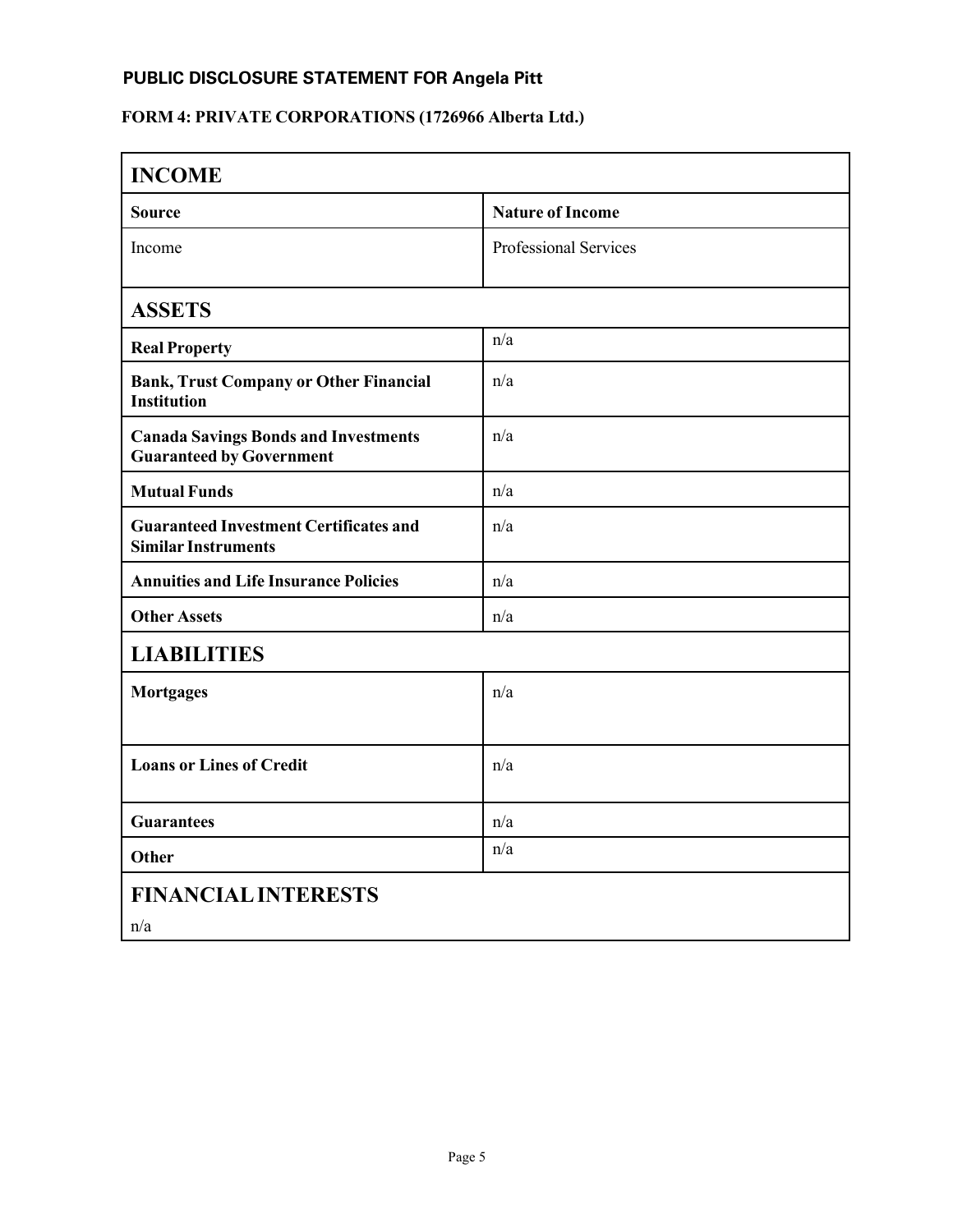**PUBLIC DISCLOSURE STATEMENT FOR Angela Pitt**

**FORM 4: PRIVATE CORPORATIONS (1726966 Alberta Ltd.)**

| **INCOME** | |
|---|---|
| **Source** | **Nature of Income** |
| Income | Professional Services |
| **ASSETS** | |
| **Real Property** | n/a |
| **Bank, Trust Company or Other Financial Institution** | n/a |
| **Canada Savings Bonds and Investments Guaranteed by Government** | n/a |
| **Mutual Funds** | n/a |
| **Guaranteed Investment Certificates and Similar Instruments** | n/a |
| **Annuities and Life Insurance Policies** | n/a |
| **Other Assets** | n/a |
| **LIABILITIES** | |
| **Mortgages** | n/a |
| **Loans or Lines of Credit** | n/a |
| **Guarantees** | n/a |
| **Other** | n/a |
| **FINANCIAL INTERESTS** | |
| n/a | |